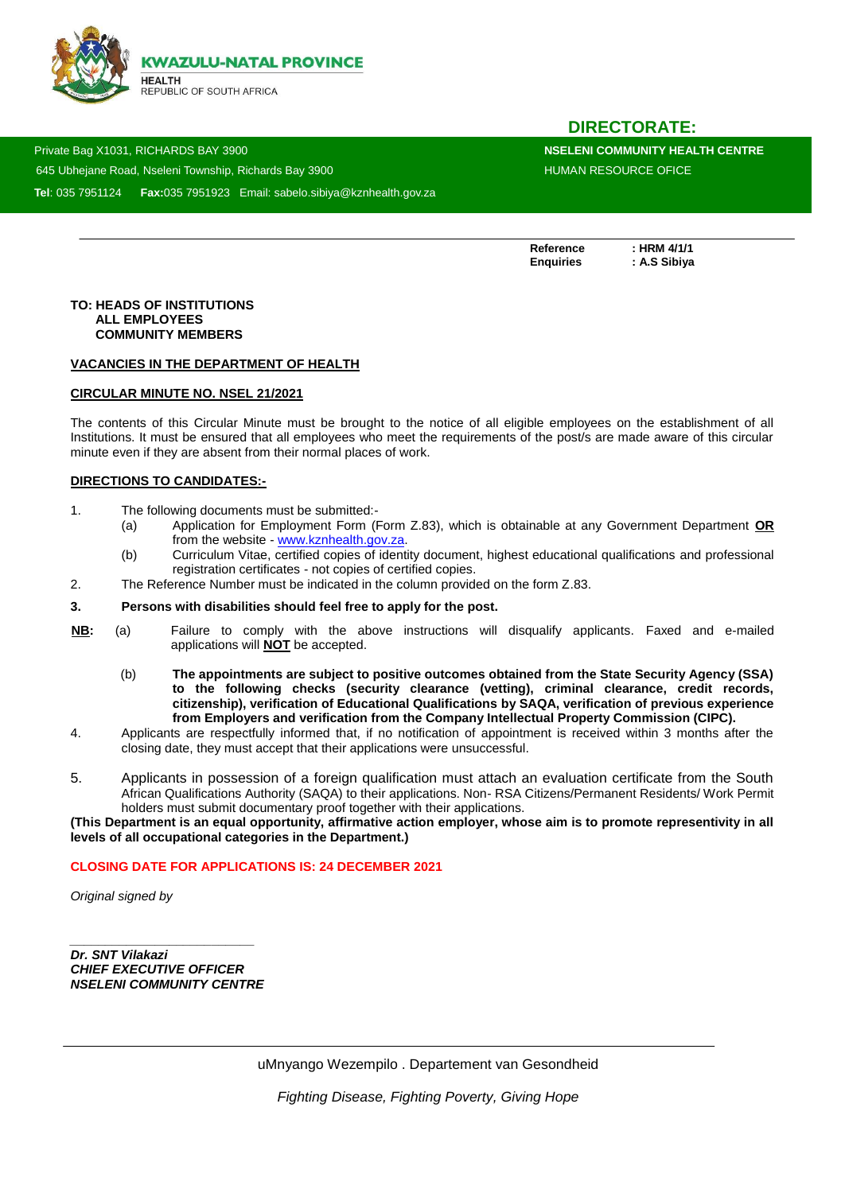**KWAZULU-NATAL PROVINCE**
HEALTH
REPUBLIC OF SOUTH AFRICA

## DIRECTORATE:

Private Bag X1031, RICHARDS BAY 3900
645 Ubhejane Road, Nseleni Township, Richards Bay 3900
**Tel**: 035 7951124 **Fax:**035 7951923 Email: sabelo.sibiya@kznhealth.gov.za

**NSELENI COMMUNITY HEALTH CENTRE**
HUMAN RESOURCE OFICE

**Reference : HRM 4/1/1**
**Enquiries : A.S Sibiya**

**TO: HEADS OF INSTITUTIONS**
**ALL EMPLOYEES**
**COMMUNITY MEMBERS**

**VACANCIES IN THE DEPARTMENT OF HEALTH**

**CIRCULAR MINUTE NO. NSEL 21/2021**

The contents of this Circular Minute must be brought to the notice of all eligible employees on the establishment of all Institutions. It must be ensured that all employees who meet the requirements of the post/s are made aware of this circular minute even if they are absent from their normal places of work.

**DIRECTIONS TO CANDIDATES:-**

1. The following documents must be submitted:-
   (a) Application for Employment Form (Form Z.83), which is obtainable at any Government Department **OR** from the website - www.kznhealth.gov.za.
   (b) Curriculum Vitae, certified copies of identity document, highest educational qualifications and professional registration certificates - not copies of certified copies.
2. The Reference Number must be indicated in the column provided on the form Z.83.
3. **Persons with disabilities should feel free to apply for the post.**

**NB:** (a) Failure to comply with the above instructions will disqualify applicants. Faxed and e-mailed applications will **NOT** be accepted.

(b) **The appointments are subject to positive outcomes obtained from the State Security Agency (SSA) to the following checks (security clearance (vetting), criminal clearance, credit records, citizenship), verification of Educational Qualifications by SAQA, verification of previous experience from Employers and verification from the Company Intellectual Property Commission (CIPC).**

4. Applicants are respectfully informed that, if no notification of appointment is received within 3 months after the closing date, they must accept that their applications were unsuccessful.
5. Applicants in possession of a foreign qualification must attach an evaluation certificate from the South African Qualifications Authority (SAQA) to their applications. Non- RSA Citizens/Permanent Residents/ Work Permit holders must submit documentary proof together with their applications.

**(This Department is an equal opportunity, affirmative action employer, whose aim is to promote representivity in all levels of all occupational categories in the Department.)**

**CLOSING DATE FOR APPLICATIONS IS: 24 DECEMBER 2021**

*Original signed by*

***Dr. SNT Vilakazi***
***CHIEF EXECUTIVE OFFICER***
***NSELENI COMMUNITY CENTRE***

uMnyango Wezempilo . Departement van Gesondheid

*Fighting Disease, Fighting Poverty, Giving Hope*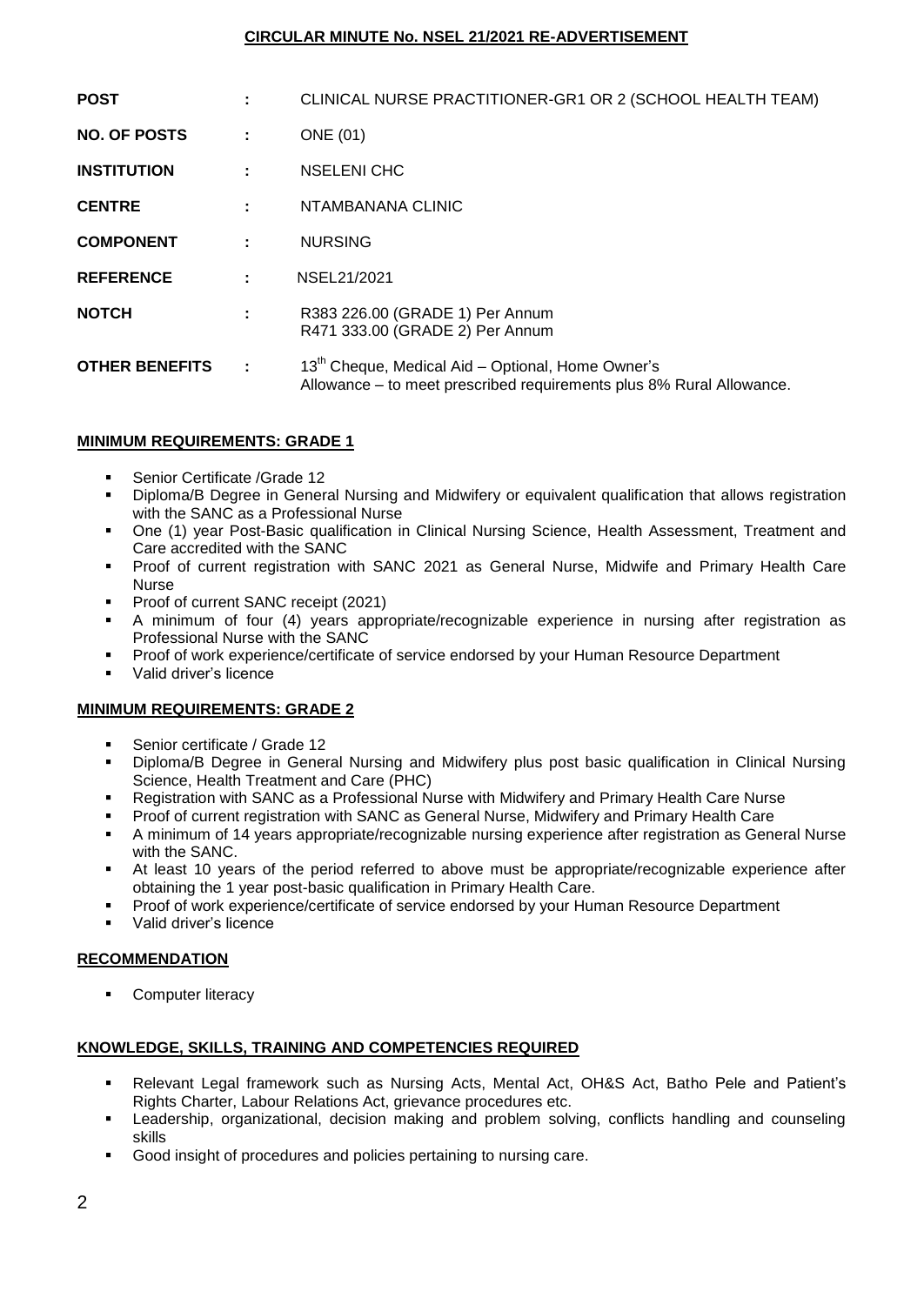## CIRCULAR MINUTE No. NSEL 21/2021 RE-ADVERTISEMENT

| | | |
|---|---|---|
| **POST** | : | CLINICAL NURSE PRACTITIONER-GR1 OR 2 (SCHOOL HEALTH TEAM) |
| **NO. OF POSTS** | : | ONE (01) |
| **INSTITUTION** | : | NSELENI CHC |
| **CENTRE** | : | NTAMBANANA CLINIC |
| **COMPONENT** | : | NURSING |
| **REFERENCE** | : | NSEL21/2021 |
| **NOTCH** | : | R383 226.00 (GRADE 1) Per Annum<br>R471 333.00 (GRADE 2) Per Annum |
| **OTHER BENEFITS** | : | 13th Cheque, Medical Aid – Optional, Home Owner's Allowance – to meet prescribed requirements plus 8% Rural Allowance. |

### MINIMUM REQUIREMENTS: GRADE 1

- Senior Certificate /Grade 12
- Diploma/B Degree in General Nursing and Midwifery or equivalent qualification that allows registration with the SANC as a Professional Nurse
- One (1) year Post-Basic qualification in Clinical Nursing Science, Health Assessment, Treatment and Care accredited with the SANC
- Proof of current registration with SANC 2021 as General Nurse, Midwife and Primary Health Care Nurse
- Proof of current SANC receipt (2021)
- A minimum of four (4) years appropriate/recognizable experience in nursing after registration as Professional Nurse with the SANC
- Proof of work experience/certificate of service endorsed by your Human Resource Department
- Valid driver's licence

### MINIMUM REQUIREMENTS: GRADE 2

- Senior certificate / Grade 12
- Diploma/B Degree in General Nursing and Midwifery plus post basic qualification in Clinical Nursing Science, Health Treatment and Care (PHC)
- Registration with SANC as a Professional Nurse with Midwifery and Primary Health Care Nurse
- Proof of current registration with SANC as General Nurse, Midwifery and Primary Health Care
- A minimum of 14 years appropriate/recognizable nursing experience after registration as General Nurse with the SANC.
- At least 10 years of the period referred to above must be appropriate/recognizable experience after obtaining the 1 year post-basic qualification in Primary Health Care.
- Proof of work experience/certificate of service endorsed by your Human Resource Department
- Valid driver's licence

### RECOMMENDATION

- Computer literacy

### KNOWLEDGE, SKILLS, TRAINING AND COMPETENCIES REQUIRED

- Relevant Legal framework such as Nursing Acts, Mental Act, OH&S Act, Batho Pele and Patient's Rights Charter, Labour Relations Act, grievance procedures etc.
- Leadership, organizational, decision making and problem solving, conflicts handling and counseling skills
- Good insight of procedures and policies pertaining to nursing care.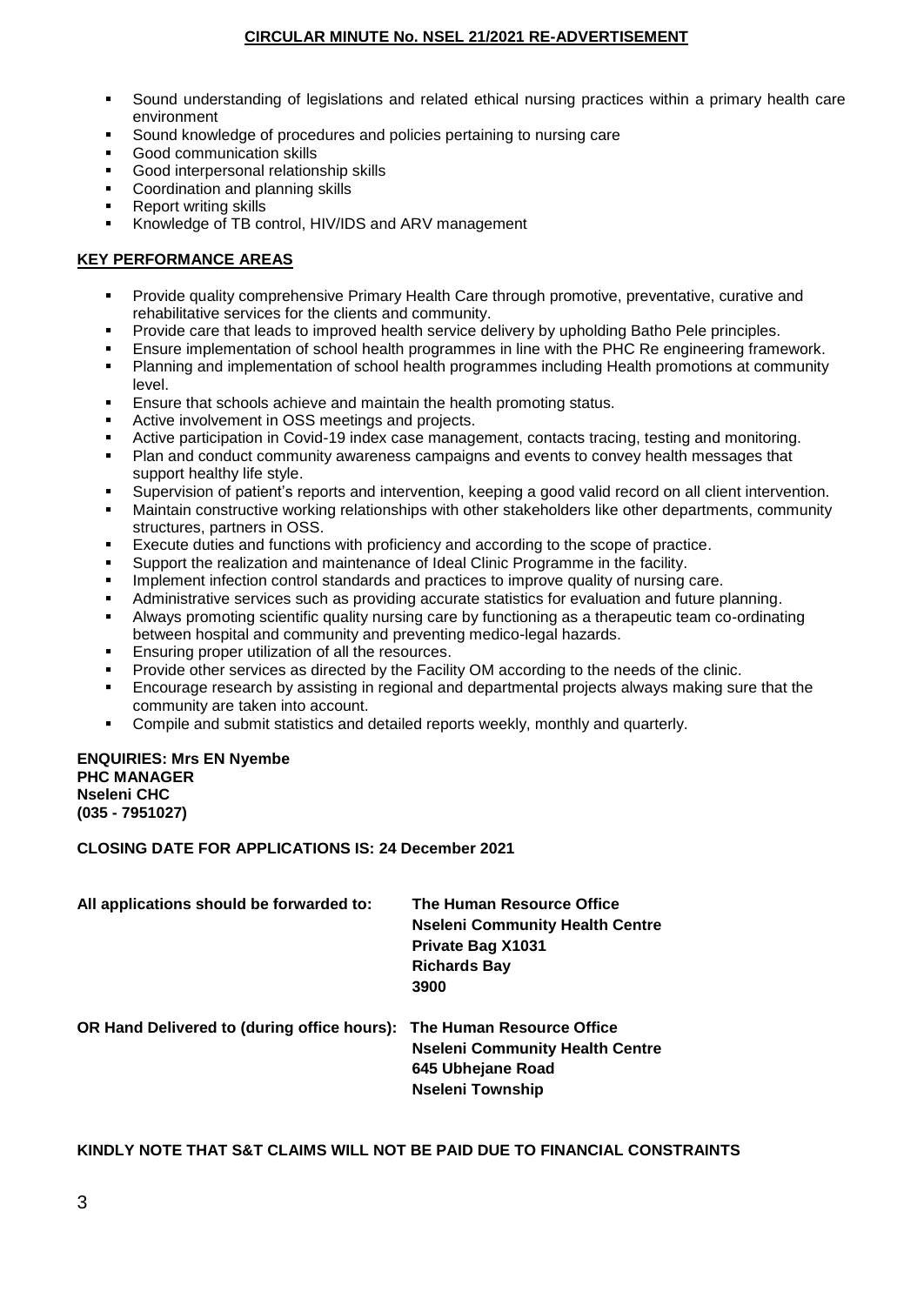- Sound understanding of legislations and related ethical nursing practices within a primary health care environment
- Sound knowledge of procedures and policies pertaining to nursing care
- Good communication skills
- Good interpersonal relationship skills
- Coordination and planning skills
- Report writing skills
- Knowledge of TB control, HIV/IDS and ARV management

## KEY PERFORMANCE AREAS

- Provide quality comprehensive Primary Health Care through promotive, preventative, curative and rehabilitative services for the clients and community.
- Provide care that leads to improved health service delivery by upholding Batho Pele principles.
- Ensure implementation of school health programmes in line with the PHC Re engineering framework.
- Planning and implementation of school health programmes including Health promotions at community level.
- Ensure that schools achieve and maintain the health promoting status.
- Active involvement in OSS meetings and projects.
- Active participation in Covid-19 index case management, contacts tracing, testing and monitoring.
- Plan and conduct community awareness campaigns and events to convey health messages that support healthy life style.
- Supervision of patient's reports and intervention, keeping a good valid record on all client intervention.
- Maintain constructive working relationships with other stakeholders like other departments, community structures, partners in OSS.
- Execute duties and functions with proficiency and according to the scope of practice.
- Support the realization and maintenance of Ideal Clinic Programme in the facility.
- Implement infection control standards and practices to improve quality of nursing care.
- Administrative services such as providing accurate statistics for evaluation and future planning.
- Always promoting scientific quality nursing care by functioning as a therapeutic team co-ordinating between hospital and community and preventing medico-legal hazards.
- Ensuring proper utilization of all the resources.
- Provide other services as directed by the Facility OM according to the needs of the clinic.
- Encourage research by assisting in regional and departmental projects always making sure that the community are taken into account.
- Compile and submit statistics and detailed reports weekly, monthly and quarterly.

**ENQUIRIES: Mrs EN Nyembe**
**PHC MANAGER**
**Nseleni CHC**
**(035 - 7951027)**

**CLOSING DATE FOR APPLICATIONS IS: 24 December 2021**

**All applications should be forwarded to:** **The Human Resource Office**
**Nseleni Community Health Centre**
**Private Bag X1031**
**Richards Bay**
**3900**

**OR Hand Delivered to (during office hours):** **The Human Resource Office**
**Nseleni Community Health Centre**
**645 Ubhejane Road**
**Nseleni Township**

**KINDLY NOTE THAT S&T CLAIMS WILL NOT BE PAID DUE TO FINANCIAL CONSTRAINTS**